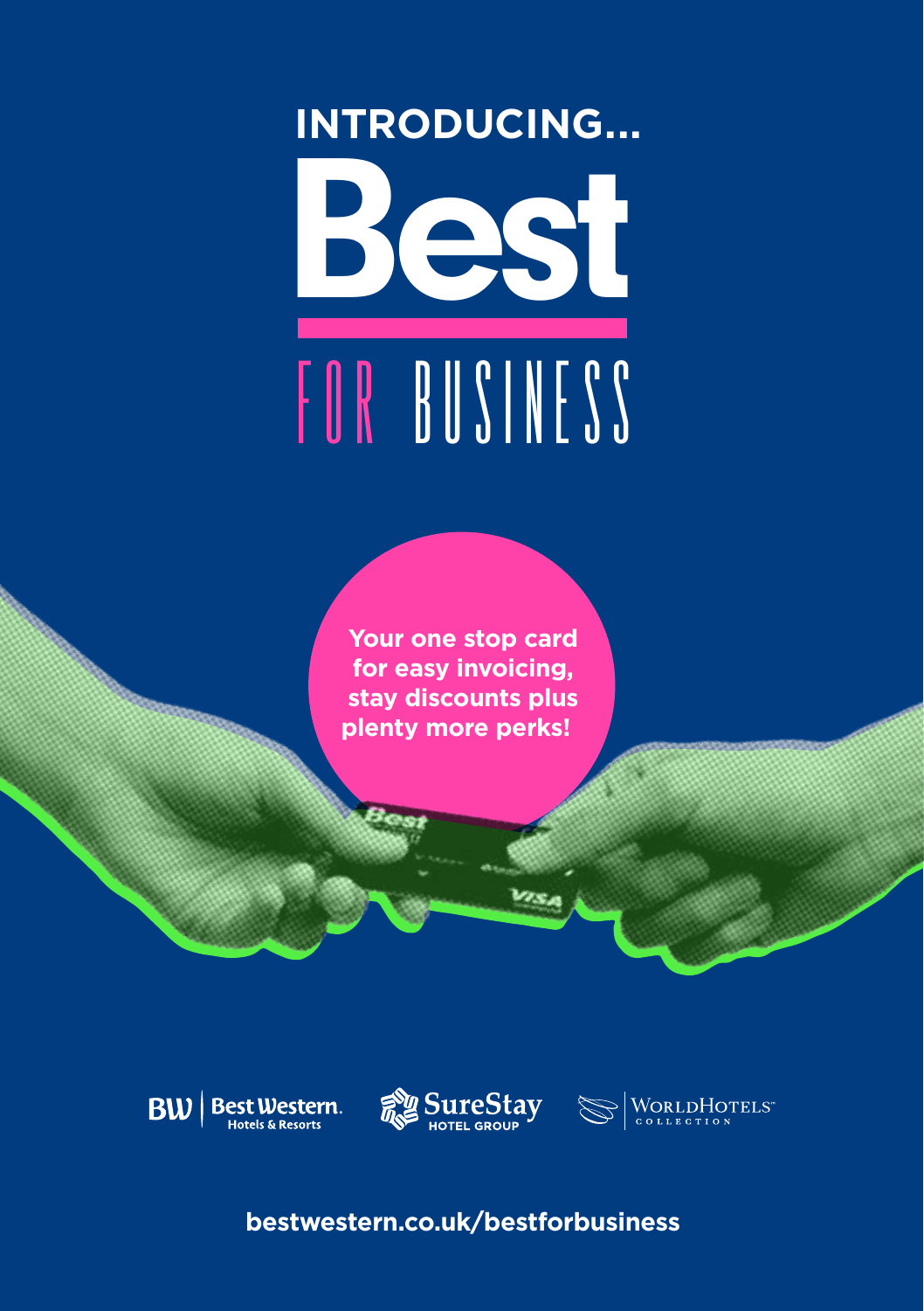INTRODUCING...

# Best FOR BUSINESS

**Your one stop card for easy invoicing, stay discounts plus plenty more perks!**

Best Western Hotels & Resorts | SureStay Hotel Group | WorldHotels Collection

**bestwestern.co.uk/bestforbusiness**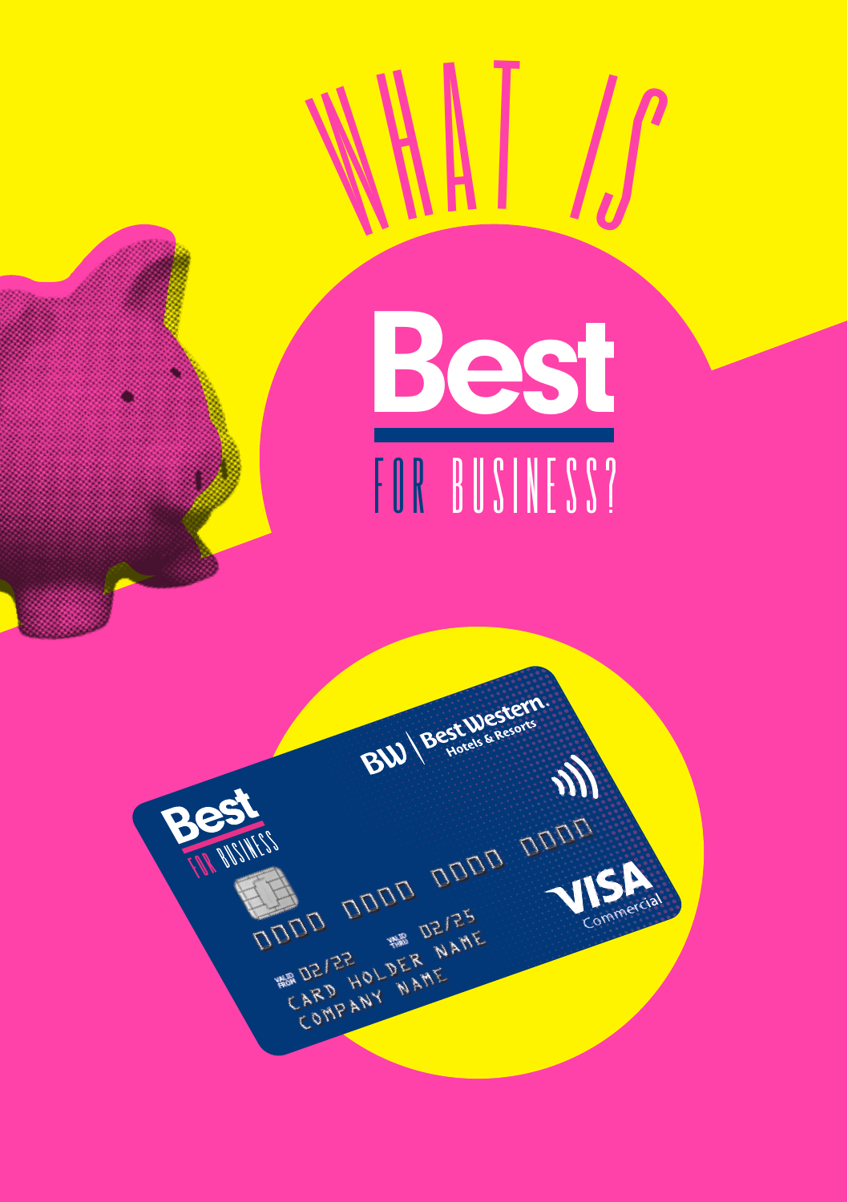# WHAT IS Best FOR BUSINESS?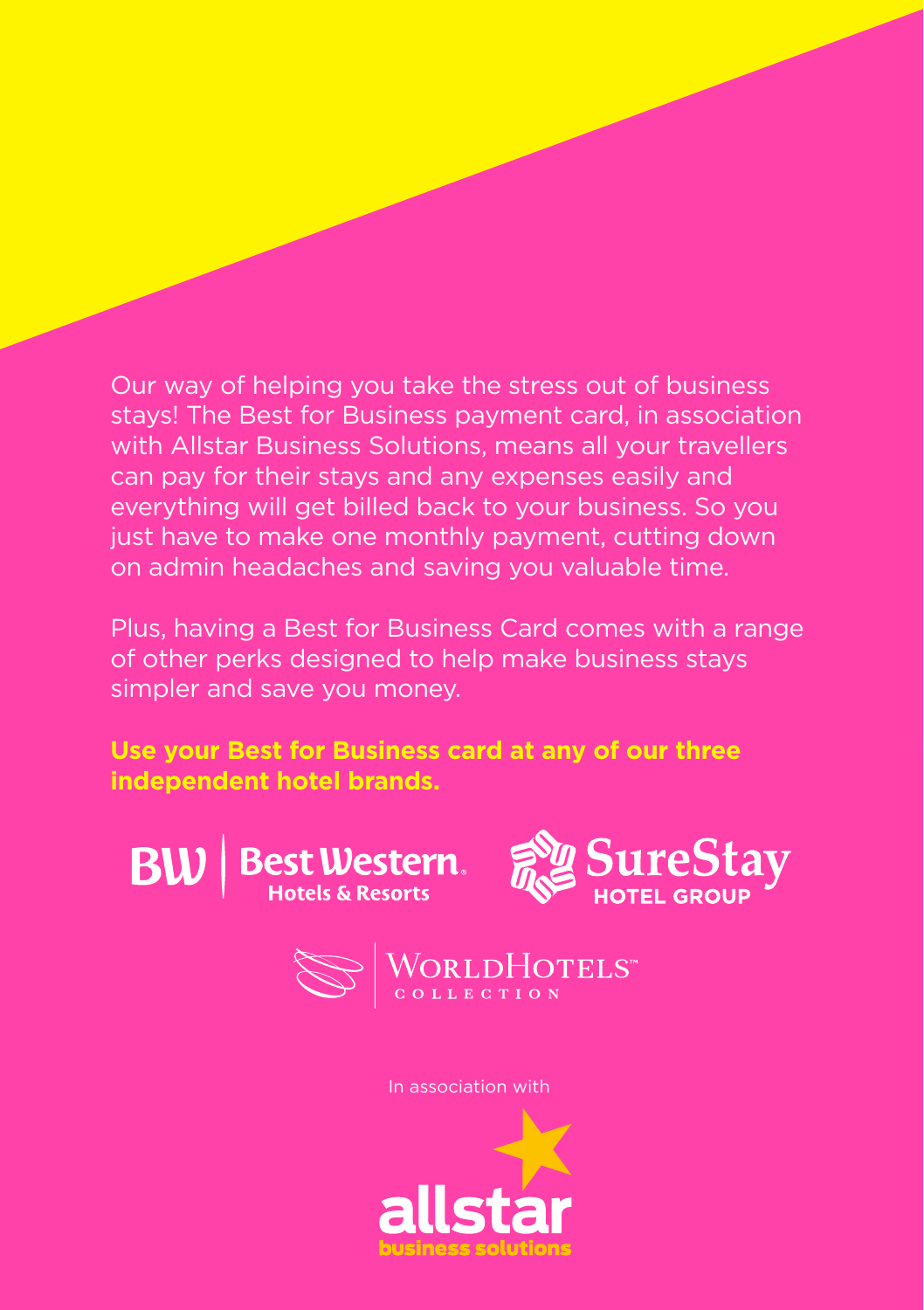Our way of helping you take the stress out of business stays! The Best for Business payment card, in association with Allstar Business Solutions, means all your travellers can pay for their stays and any expenses easily and everything will get billed back to your business. So you just have to make one monthly payment, cutting down on admin headaches and saving you valuable time.

Plus, having a Best for Business Card comes with a range of other perks designed to help make business stays simpler and save you money.

**Use your Best for Business card at any of our three independent hotel brands.**

BW | Best Western Hotels & Resorts

SureStay HOTEL GROUP

WorldHotels™ COLLECTION

In association with

allstar business solutions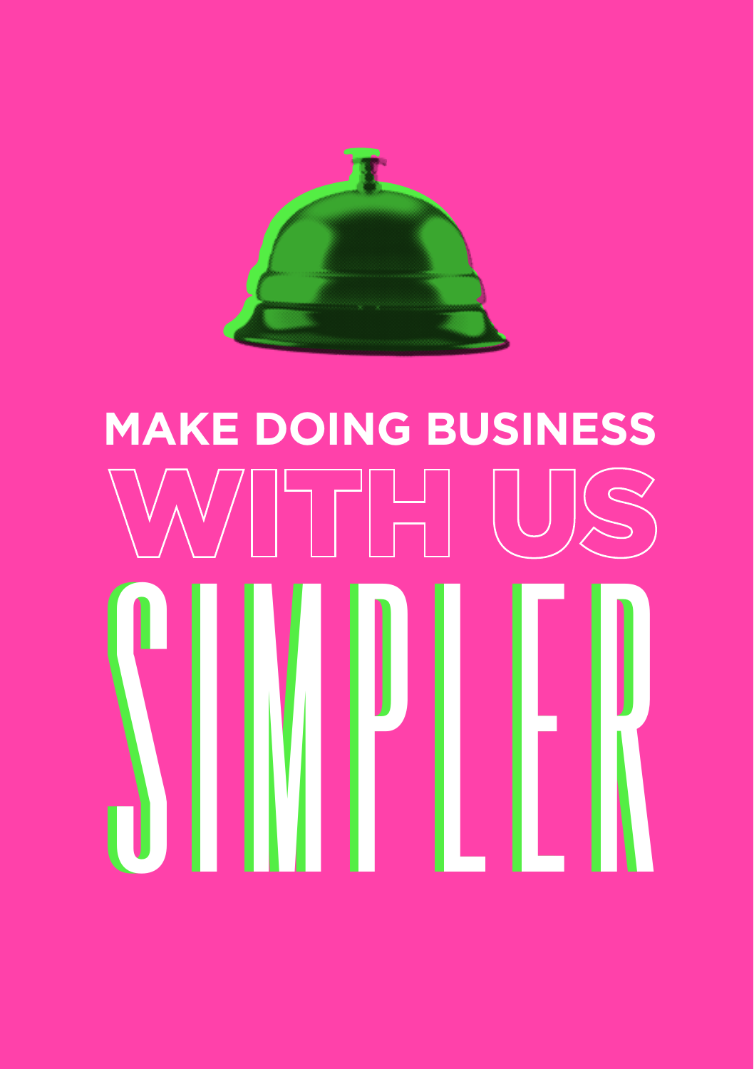# MAKE DOING BUSINESS WITH US SIMPLER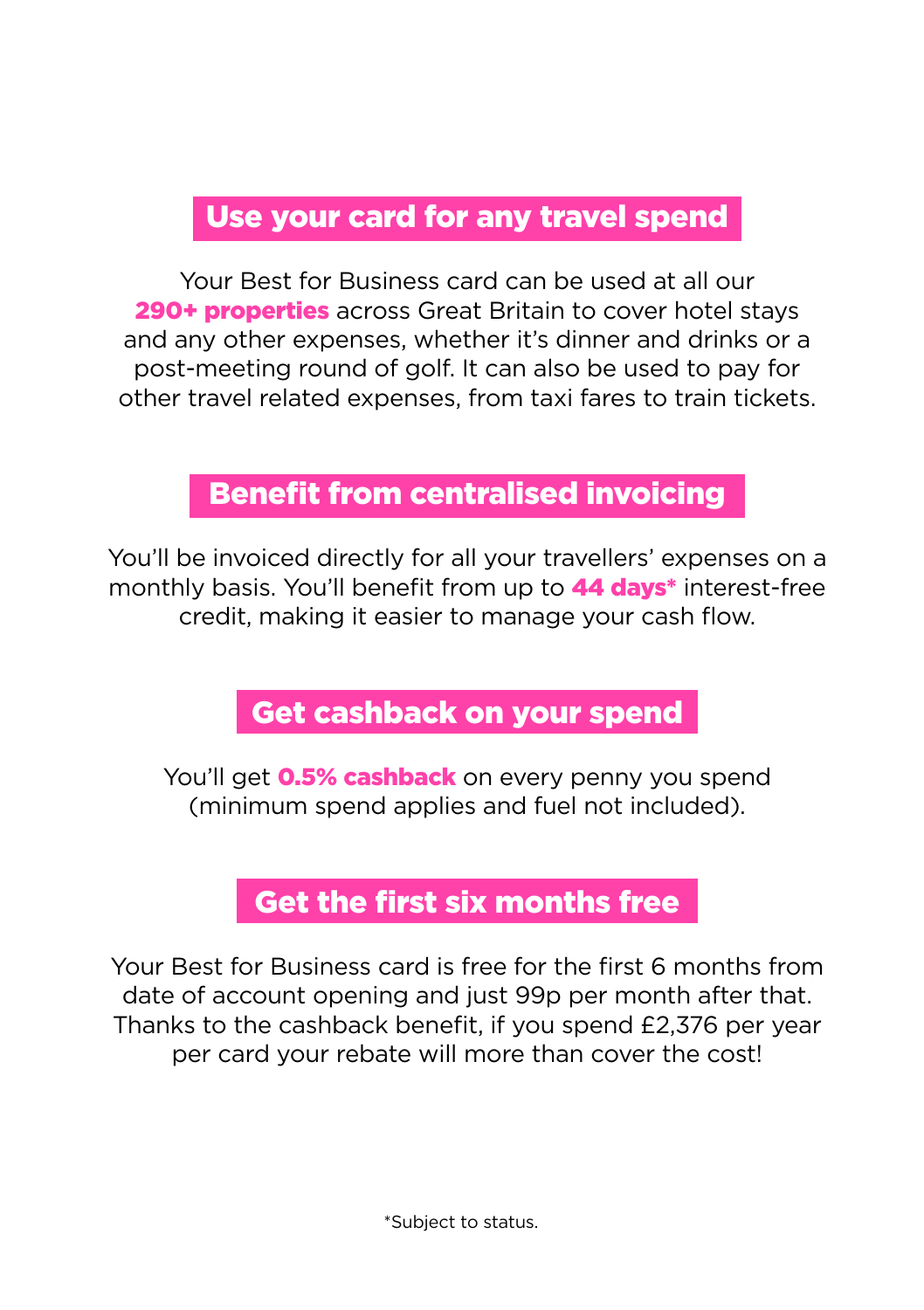## Use your card for any travel spend

Your Best for Business card can be used at all our **290+ properties** across Great Britain to cover hotel stays and any other expenses, whether it's dinner and drinks or a post-meeting round of golf. It can also be used to pay for other travel related expenses, from taxi fares to train tickets.

## Benefit from centralised invoicing

You'll be invoiced directly for all your travellers' expenses on a monthly basis. You'll benefit from up to **44 days*** interest-free credit, making it easier to manage your cash flow.

## Get cashback on your spend

You'll get **0.5% cashback** on every penny you spend (minimum spend applies and fuel not included).

## Get the first six months free

Your Best for Business card is free for the first 6 months from date of account opening and just 99p per month after that. Thanks to the cashback benefit, if you spend £2,376 per year per card your rebate will more than cover the cost!

*Subject to status.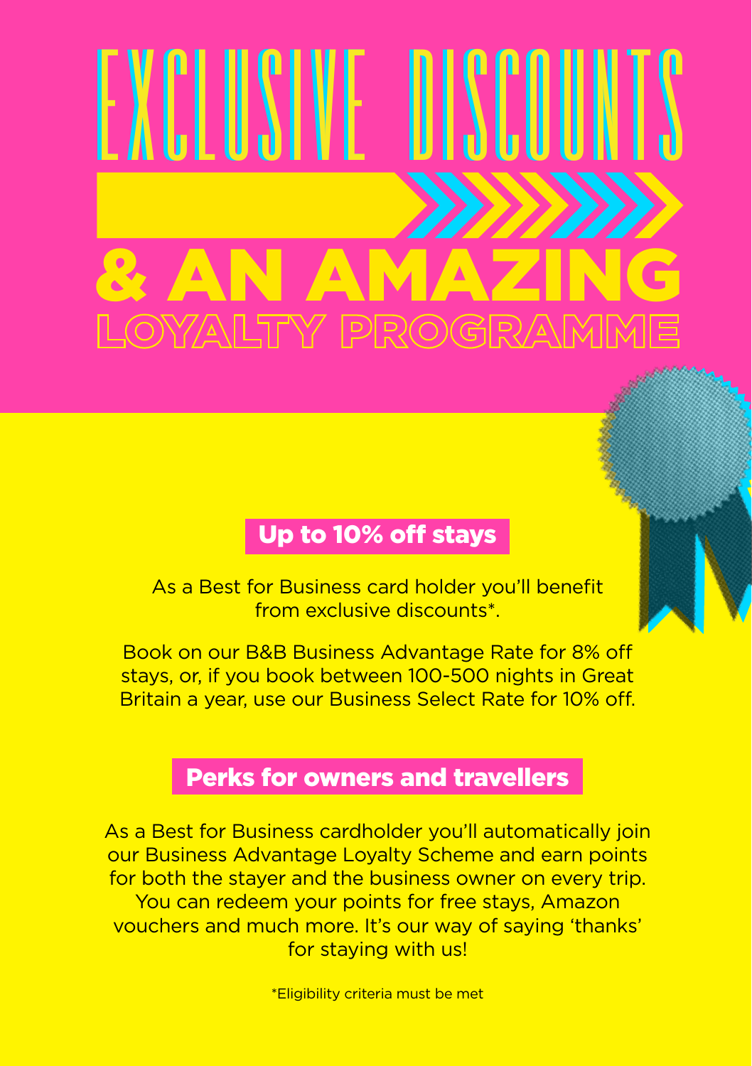# EXCLUSIVE DISCOUNTS

# & AN AMAZING

## LOYALTY PROGRAMME

### Up to 10% off stays

As a Best for Business card holder you'll benefit from exclusive discounts*.

Book on our B&B Business Advantage Rate for 8% off stays, or, if you book between 100-500 nights in Great Britain a year, use our Business Select Rate for 10% off.

### Perks for owners and travellers

As a Best for Business cardholder you'll automatically join our Business Advantage Loyalty Scheme and earn points for both the stayer and the business owner on every trip. You can redeem your points for free stays, Amazon vouchers and much more. It's our way of saying 'thanks' for staying with us!

*Eligibility criteria must be met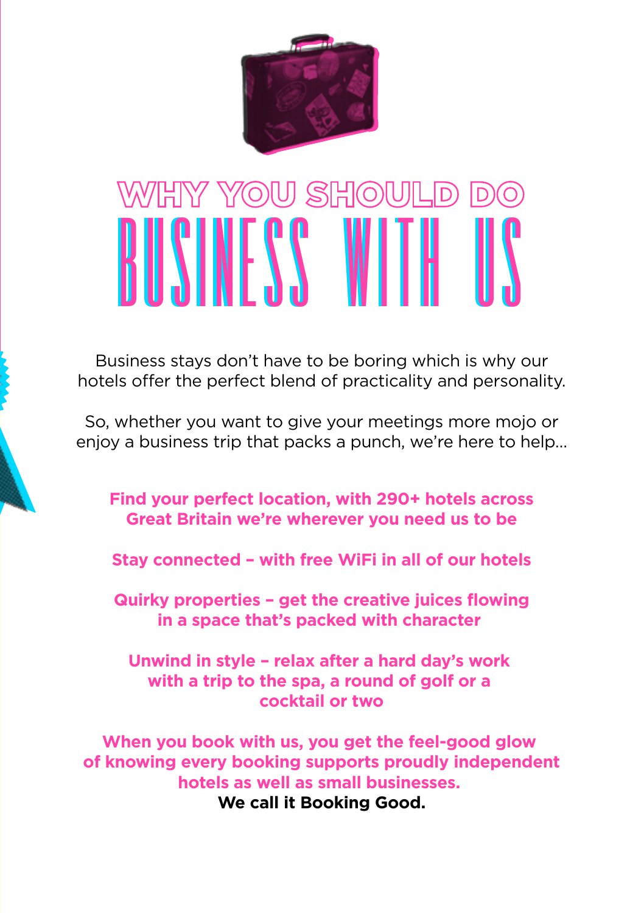# WHY YOU SHOULD DO BUSINESS WITH US

Business stays don't have to be boring which is why our hotels offer the perfect blend of practicality and personality.

So, whether you want to give your meetings more mojo or enjoy a business trip that packs a punch, we're here to help...

**Find your perfect location, with 290+ hotels across Great Britain we're wherever you need us to be**

**Stay connected – with free WiFi in all of our hotels**

**Quirky properties – get the creative juices flowing in a space that's packed with character**

**Unwind in style – relax after a hard day's work with a trip to the spa, a round of golf or a cocktail or two**

**When you book with us, you get the feel-good glow of knowing every booking supports proudly independent hotels as well as small businesses.**
**We call it Booking Good.**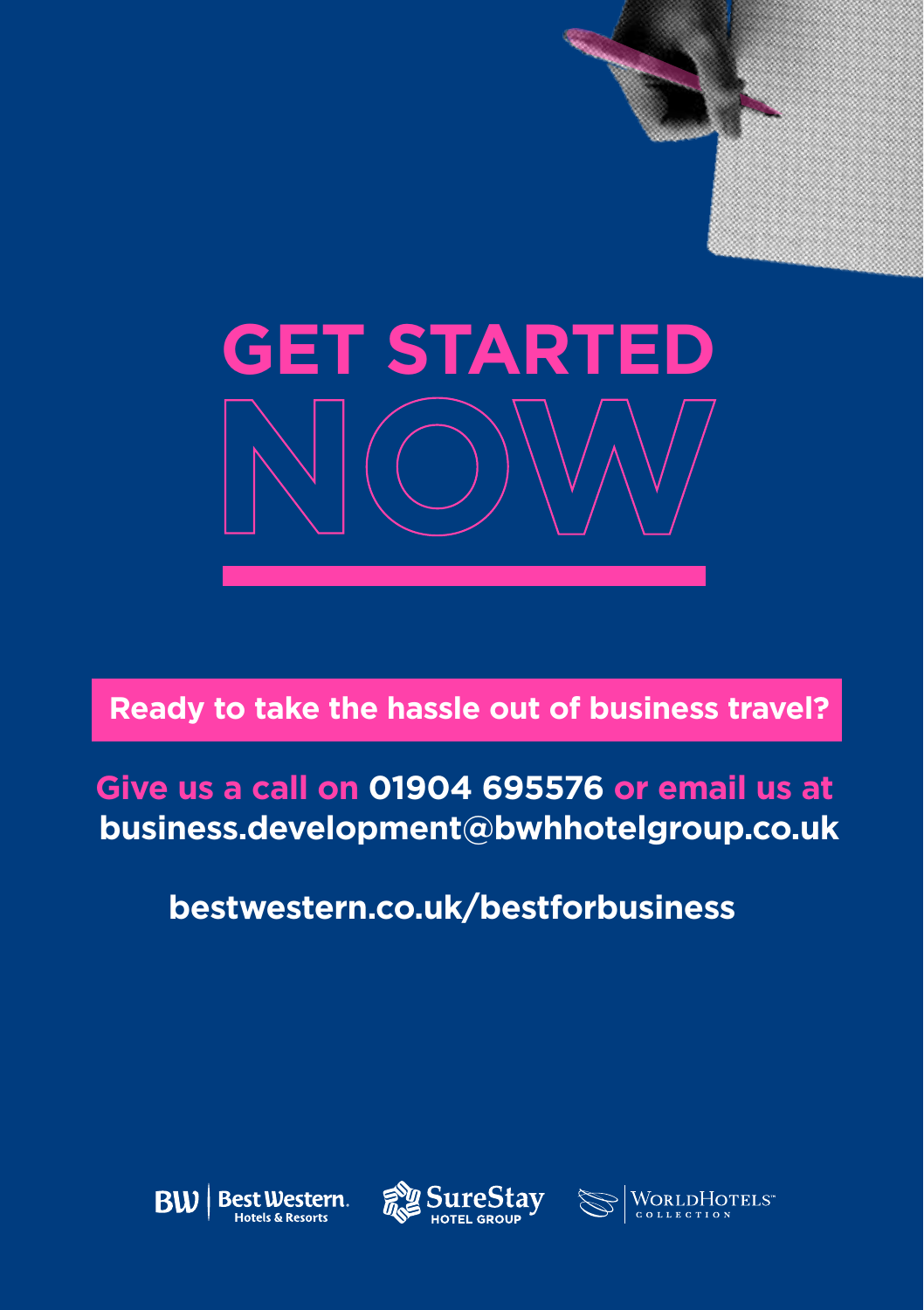# GET STARTED NOW

**Ready to take the hassle out of business travel?**

Give us a call on **01904 695576** or email us at **business.development@bwhhotelgroup.co.uk**

**bestwestern.co.uk/bestforbusiness**

BW Best Western Hotels & Resorts | SureStay Hotel Group | WorldHotels Collection